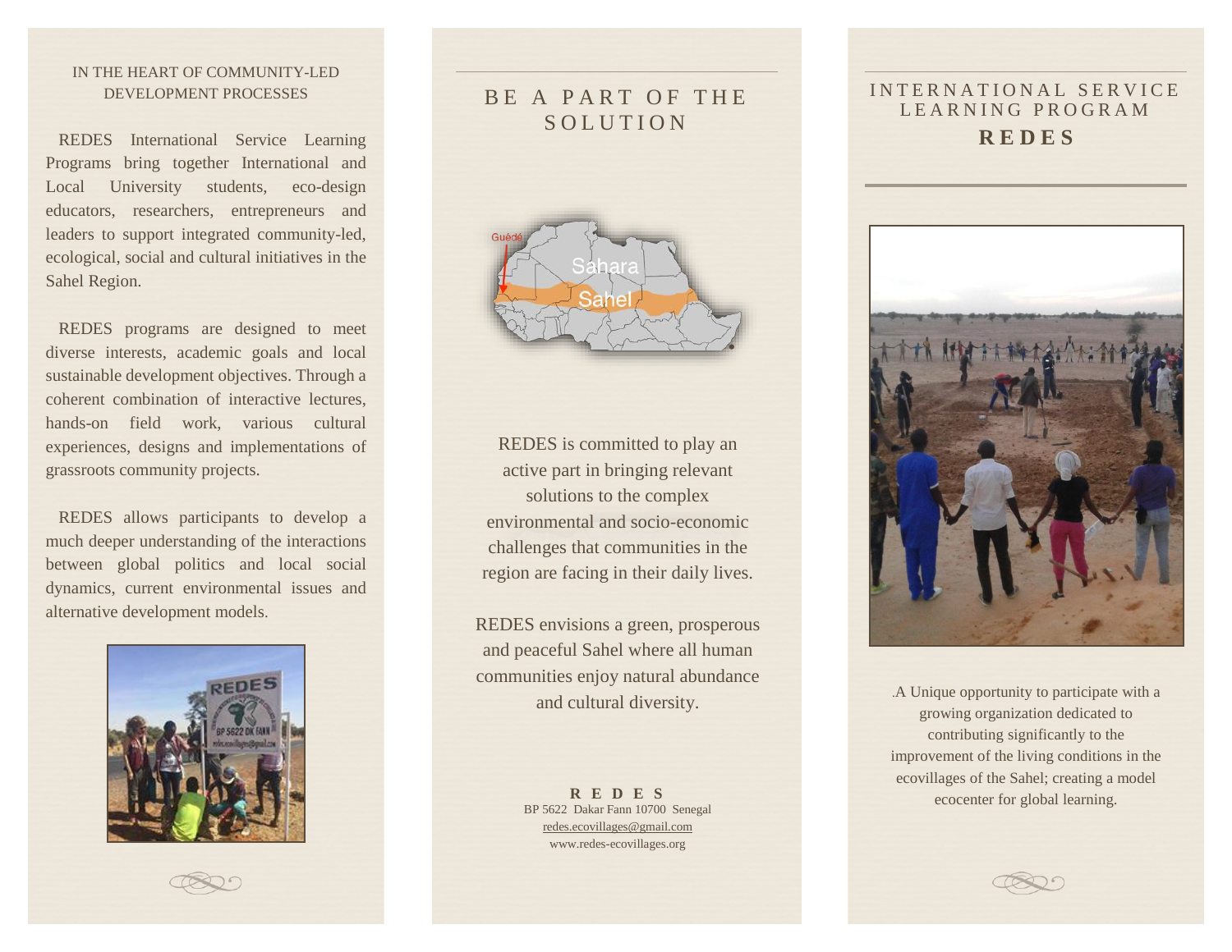IN THE HEART OF COMMUNITY-LED DEVELOPMENT PROCESSES

REDES International Service Learning Programs bring together International and Local University students, eco-design educators, researchers, entrepreneurs and leaders to support integrated community-led, ecological, social and cultural initiatives in the Sahel Region.

REDES programs are designed to meet diverse interests, academic goals and local sustainable development objectives. Through a coherent combination of interactive lectures, hands-on field work, various cultural experiences, designs and implementations of grassroots community projects.

REDES allows participants to develop a much deeper understanding of the interactions between global politics and local social dynamics, current environmental issues and alternative development models.

# BE A PART OF THE SOLUTION

REDES is committed to play an active part in bringing relevant solutions to the complex environmental and socio-economic challenges that communities in the region are facing in their daily lives.

REDES envisions a green, prosperous and peaceful Sahel where all human communities enjoy natural abundance and cultural diversity.

**R E D E S**
BP 5622 Dakar Fann 10700 Senegal
redes.ecovillages@gmail.com
www.redes-ecovillages.org

# INTERNATIONAL SERVICE LEARNING PROGRAM **REDES**

.A Unique opportunity to participate with a growing organization dedicated to contributing significantly to the improvement of the living conditions in the ecovillages of the Sahel; creating a model ecocenter for global learning.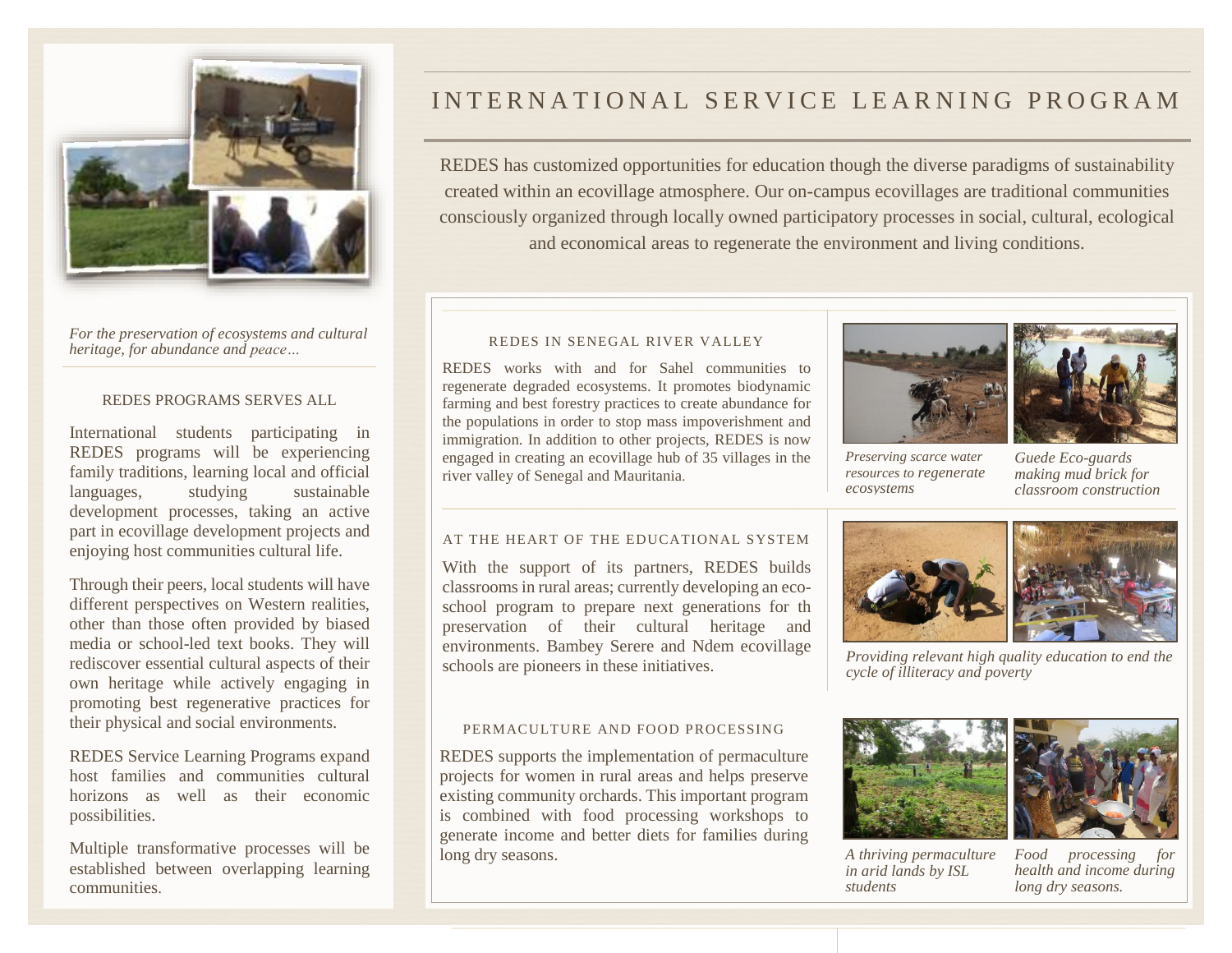# INTERNATIONAL SERVICE LEARNING PROGRAM

REDES has customized opportunities for education though the diverse paradigms of sustainability created within an ecovillage atmosphere. Our on-campus ecovillages are traditional communities consciously organized through locally owned participatory processes in social, cultural, ecological and economical areas to regenerate the environment and living conditions.

*For the preservation of ecosystems and cultural heritage, for abundance and peace…*

## REDES PROGRAMS SERVES ALL

International students participating in REDES programs will be experiencing family traditions, learning local and official languages, studying sustainable development processes, taking an active part in ecovillage development projects and enjoying host communities cultural life.

Through their peers, local students will have different perspectives on Western realities, other than those often provided by biased media or school-led text books. They will rediscover essential cultural aspects of their own heritage while actively engaging in promoting best regenerative practices for their physical and social environments.

REDES Service Learning Programs expand host families and communities cultural horizons as well as their economic possibilities.

Multiple transformative processes will be established between overlapping learning communities.

## REDES IN SENEGAL RIVER VALLEY

REDES works with and for Sahel communities to regenerate degraded ecosystems. It promotes biodynamic farming and best forestry practices to create abundance for the populations in order to stop mass impoverishment and immigration. In addition to other projects, REDES is now engaged in creating an ecovillage hub of 35 villages in the river valley of Senegal and Mauritania.

*Preserving scarce water resources to regenerate ecosystems*

*Guede Eco-guards making mud brick for classroom construction*

## AT THE HEART OF THE EDUCATIONAL SYSTEM

With the support of its partners, REDES builds classrooms in rural areas; currently developing an eco-school program to prepare next generations for th preservation of their cultural heritage and environments. Bambey Serere and Ndem ecovillage schools are pioneers in these initiatives.

*Providing relevant high quality education to end the cycle of illiteracy and poverty*

## PERMACULTURE AND FOOD PROCESSING

REDES supports the implementation of permaculture projects for women in rural areas and helps preserve existing community orchards. This important program is combined with food processing workshops to generate income and better diets for families during long dry seasons.

*A thriving permaculture in arid lands by ISL students*

*Food processing for health and income during long dry seasons.*